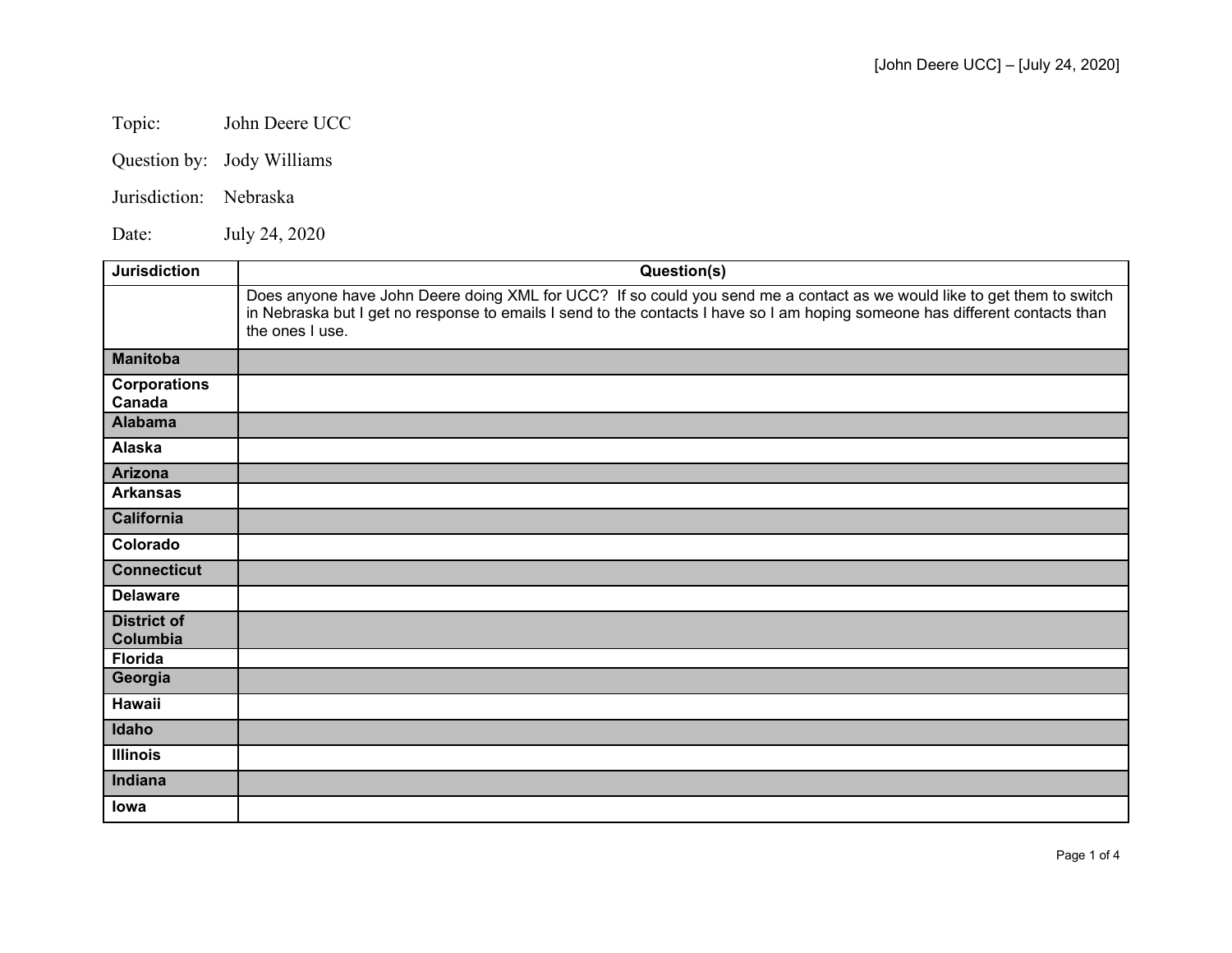Topic: John Deere UCC

Question by: Jody Williams

Jurisdiction: Nebraska

Date: July 24, 2020

| Jurisdiction | Question(s) |
| --- | --- |
| | Does anyone have John Deere doing XML for UCC? If so could you send me a contact as we would like to get them to switch in Nebraska but I get no response to emails I send to the contacts I have so I am hoping someone has different contacts than the ones I use. |
| **Manitoba** | |
| **Corporations Canada** | |
| **Alabama** | |
| **Alaska** | |
| **Arizona** | |
| **Arkansas** | |
| **California** | |
| **Colorado** | |
| **Connecticut** | |
| **Delaware** | |
| **District of Columbia** | |
| **Florida** | |
| **Georgia** | |
| **Hawaii** | |
| **Idaho** | |
| **Illinois** | |
| **Indiana** | |
| **Iowa** | |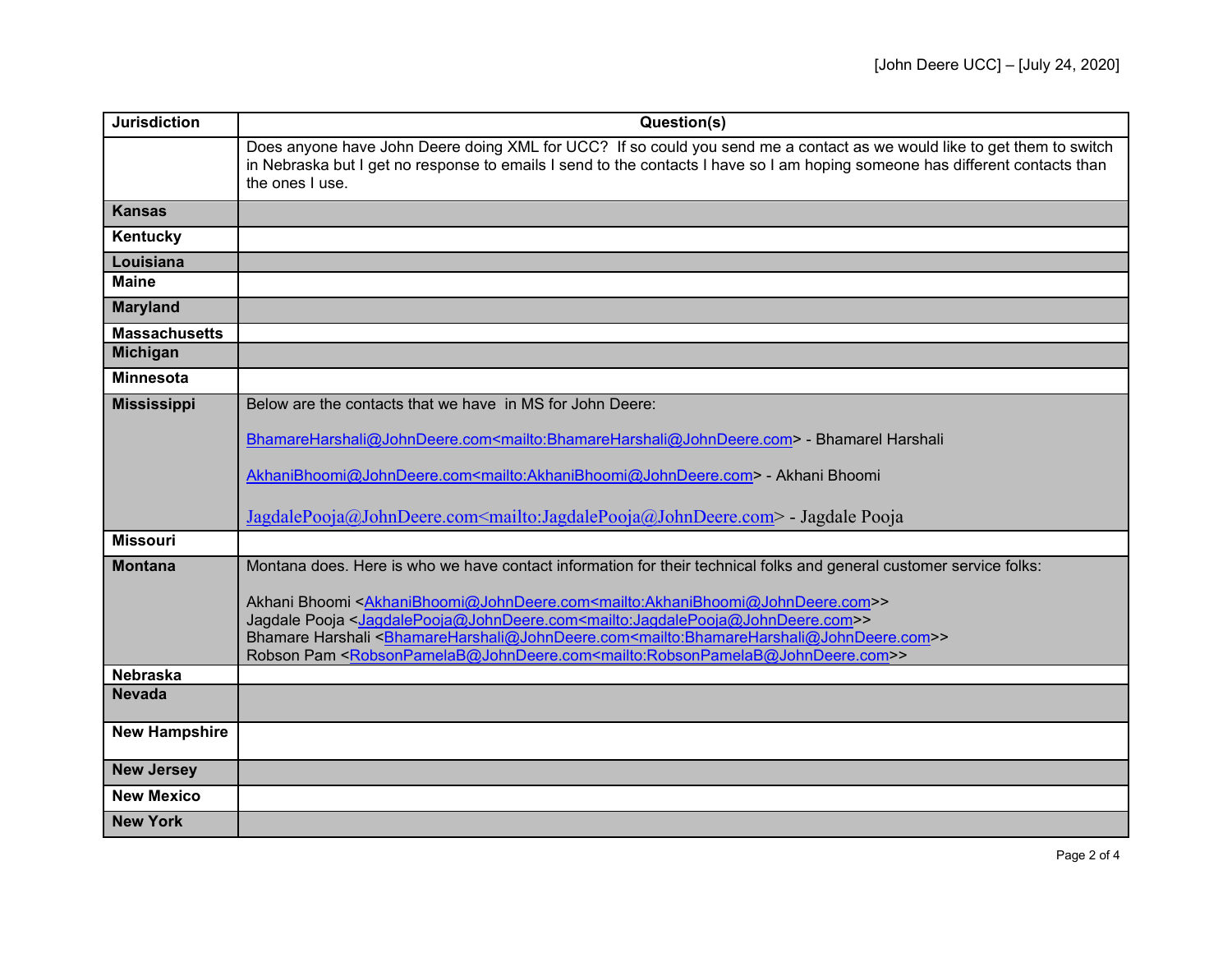| Jurisdiction | Question(s) |
|---|---|
| | Does anyone have John Deere doing XML for UCC? If so could you send me a contact as we would like to get them to switch in Nebraska but I get no response to emails I send to the contacts I have so I am hoping someone has different contacts than the ones I use. |
| **Kansas** | |
| **Kentucky** | |
| **Louisiana** | |
| **Maine** | |
| **Maryland** | |
| **Massachusetts** | |
| **Michigan** | |
| **Minnesota** | |
| **Mississippi** | Below are the contacts that we have in MS for John Deere:<br><br>BhamareHarshali@JohnDeere.com<mailto:BhamareHarshali@JohnDeere.com> - Bhamarel Harshali<br><br>AkhaniBhoomi@JohnDeere.com<mailto:AkhaniBhoomi@JohnDeere.com> - Akhani Bhoomi<br><br>JagdalePooja@JohnDeere.com<mailto:JagdalePooja@JohnDeere.com> - Jagdale Pooja |
| **Missouri** | |
| **Montana** | Montana does. Here is who we have contact information for their technical folks and general customer service folks:<br><br>Akhani Bhoomi <AkhaniBhoomi@JohnDeere.com<mailto:AkhaniBhoomi@JohnDeere.com>><br>Jagdale Pooja <JagdalePooja@JohnDeere.com<mailto:JagdalePooja@JohnDeere.com>><br>Bhamare Harshali <BhamareHarshali@JohnDeere.com<mailto:BhamareHarshali@JohnDeere.com>><br>Robson Pam <RobsonPamelaB@JohnDeere.com<mailto:RobsonPamelaB@JohnDeere.com>> |
| **Nebraska** | |
| **Nevada** | |
| **New Hampshire** | |
| **New Jersey** | |
| **New Mexico** | |
| **New York** | |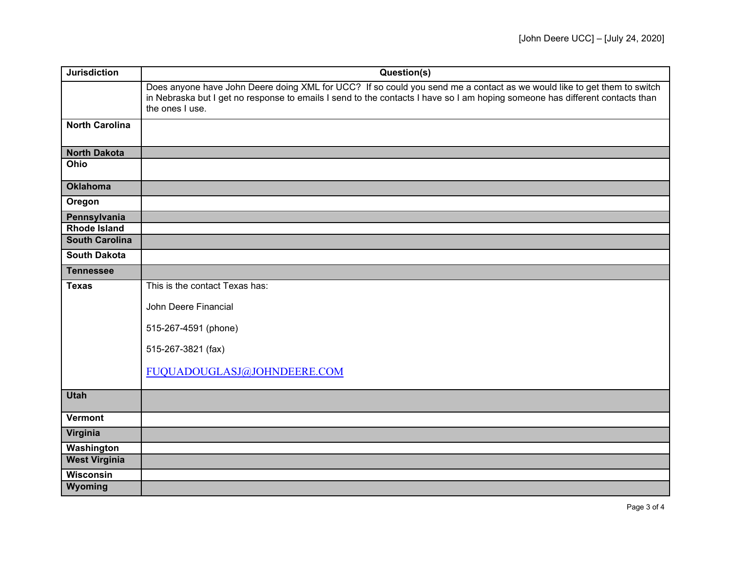| Jurisdiction | Question(s) |
|---|---|
| | Does anyone have John Deere doing XML for UCC? If so could you send me a contact as we would like to get them to switch in Nebraska but I get no response to emails I send to the contacts I have so I am hoping someone has different contacts than the ones I use. |
| **North Carolina** | |
| **North Dakota** | |
| **Ohio** | |
| **Oklahoma** | |
| **Oregon** | |
| **Pennsylvania** | |
| **Rhode Island** | |
| **South Carolina** | |
| **South Dakota** | |
| **Tennessee** | |
| **Texas** | This is the contact Texas has:<br><br>John Deere Financial<br><br>515-267-4591 (phone)<br><br>515-267-3821 (fax)<br><br>FUQUADOUGLASJ@JOHNDEERE.COM |
| **Utah** | |
| **Vermont** | |
| **Virginia** | |
| **Washington** | |
| **West Virginia** | |
| **Wisconsin** | |
| **Wyoming** | |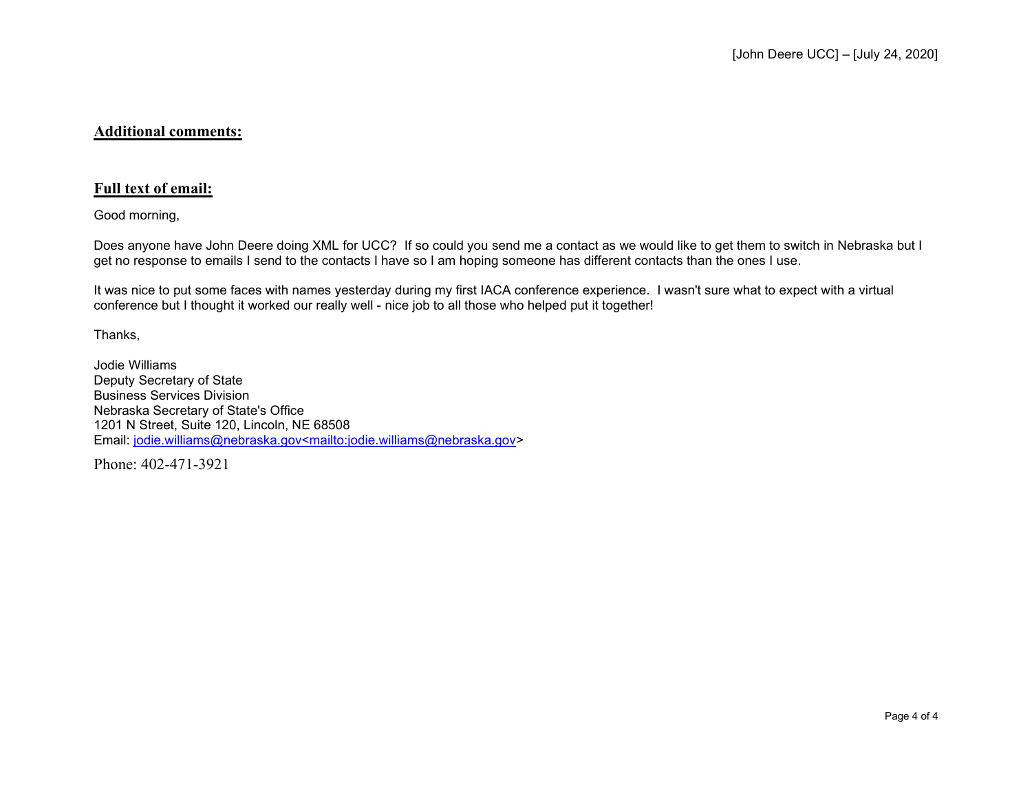**Additional comments:**

**Full text of email:**

Good morning,

Does anyone have John Deere doing XML for UCC? If so could you send me a contact as we would like to get them to switch in Nebraska but I get no response to emails I send to the contacts I have so I am hoping someone has different contacts than the ones I use.

It was nice to put some faces with names yesterday during my first IACA conference experience. I wasn't sure what to expect with a virtual conference but I thought it worked our really well - nice job to all those who helped put it together!

Thanks,

Jodie Williams
Deputy Secretary of State
Business Services Division
Nebraska Secretary of State's Office
1201 N Street, Suite 120, Lincoln, NE 68508
Email: jodie.williams@nebraska.gov<mailto:jodie.williams@nebraska.gov>

Phone: 402-471-3921